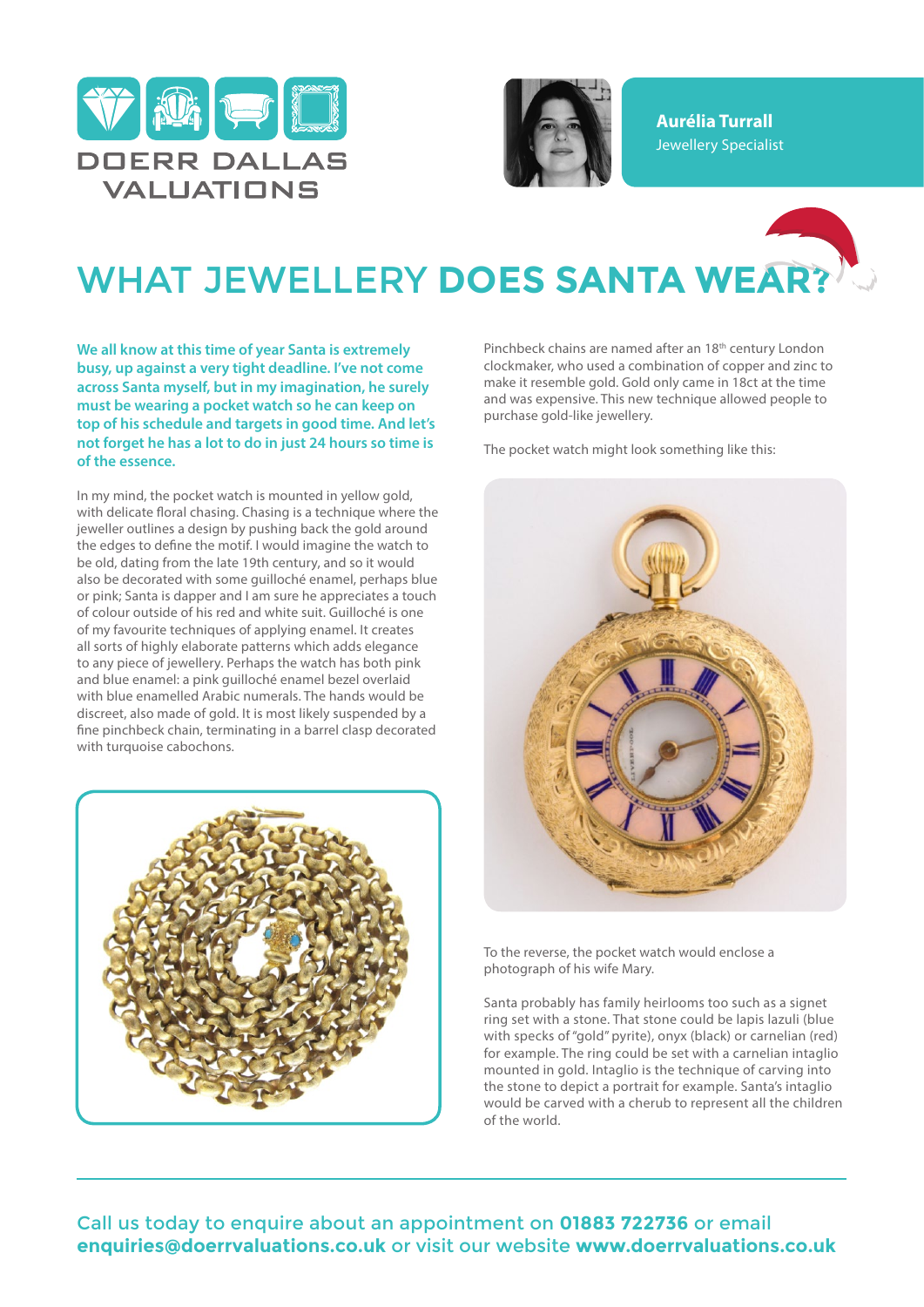DOERR DALLAS VALUATIONS

**Aurélia Turrall**
Jewellery Specialist

# WHAT JEWELLERY DOES SANTA WEAR?

**We all know at this time of year Santa is extremely busy, up against a very tight deadline. I've not come across Santa myself, but in my imagination, he surely must be wearing a pocket watch so he can keep on top of his schedule and targets in good time. And let's not forget he has a lot to do in just 24 hours so time is of the essence.**

In my mind, the pocket watch is mounted in yellow gold, with delicate floral chasing. Chasing is a technique where the jeweller outlines a design by pushing back the gold around the edges to define the motif. I would imagine the watch to be old, dating from the late 19th century, and so it would also be decorated with some guilloché enamel, perhaps blue or pink; Santa is dapper and I am sure he appreciates a touch of colour outside of his red and white suit. Guilloché is one of my favourite techniques of applying enamel. It creates all sorts of highly elaborate patterns which adds elegance to any piece of jewellery. Perhaps the watch has both pink and blue enamel: a pink guilloché enamel bezel overlaid with blue enamelled Arabic numerals. The hands would be discreet, also made of gold. It is most likely suspended by a fine pinchbeck chain, terminating in a barrel clasp decorated with turquoise cabochons.

Pinchbeck chains are named after an 18th century London clockmaker, who used a combination of copper and zinc to make it resemble gold. Gold only came in 18ct at the time and was expensive. This new technique allowed people to purchase gold-like jewellery.

The pocket watch might look something like this:

To the reverse, the pocket watch would enclose a photograph of his wife Mary.

Santa probably has family heirlooms too such as a signet ring set with a stone. That stone could be lapis lazuli (blue with specks of "gold" pyrite), onyx (black) or carnelian (red) for example. The ring could be set with a carnelian intaglio mounted in gold. Intaglio is the technique of carving into the stone to depict a portrait for example. Santa's intaglio would be carved with a cherub to represent all the children of the world.

Call us today to enquire about an appointment on **01883 722736** or email **enquiries@doerrvaluations.co.uk** or visit our website **www.doerrvaluations.co.uk**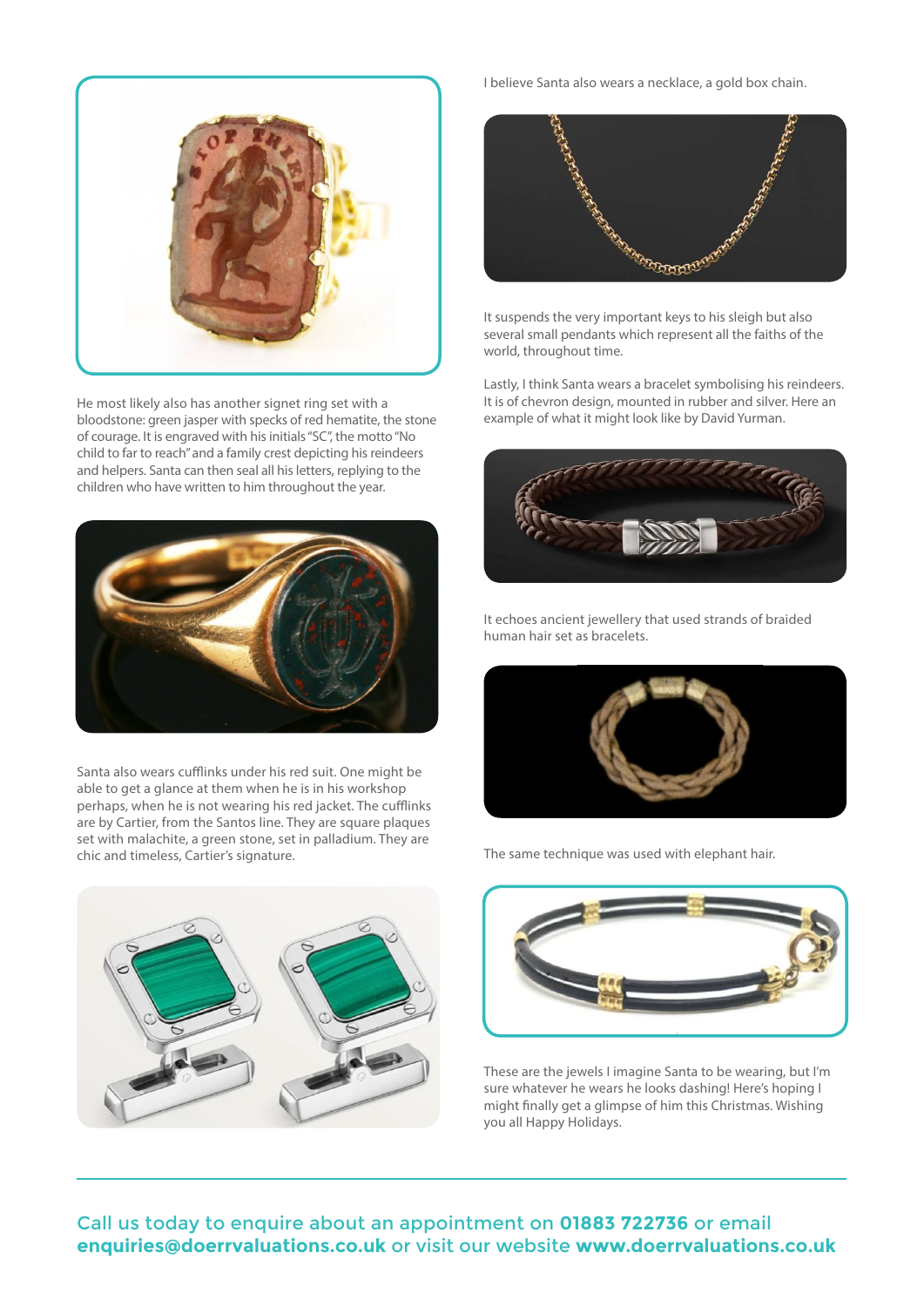He most likely also has another signet ring set with a bloodstone: green jasper with specks of red hematite, the stone of courage. It is engraved with his initials "SC", the motto "No child to far to reach" and a family crest depicting his reindeers and helpers. Santa can then seal all his letters, replying to the children who have written to him throughout the year.

Santa also wears cufflinks under his red suit. One might be able to get a glance at them when he is in his workshop perhaps, when he is not wearing his red jacket. The cufflinks are by Cartier, from the Santos line. They are square plaques set with malachite, a green stone, set in palladium. They are chic and timeless, Cartier's signature.

I believe Santa also wears a necklace, a gold box chain.

It suspends the very important keys to his sleigh but also several small pendants which represent all the faiths of the world, throughout time.

Lastly, I think Santa wears a bracelet symbolising his reindeers. It is of chevron design, mounted in rubber and silver. Here an example of what it might look like by David Yurman.

It echoes ancient jewellery that used strands of braided human hair set as bracelets.

The same technique was used with elephant hair.

These are the jewels I imagine Santa to be wearing, but I'm sure whatever he wears he looks dashing! Here's hoping I might finally get a glimpse of him this Christmas. Wishing you all Happy Holidays.

Call us today to enquire about an appointment on **01883 722736** or email **enquiries@doerrvaluations.co.uk** or visit our website **www.doerrvaluations.co.uk**